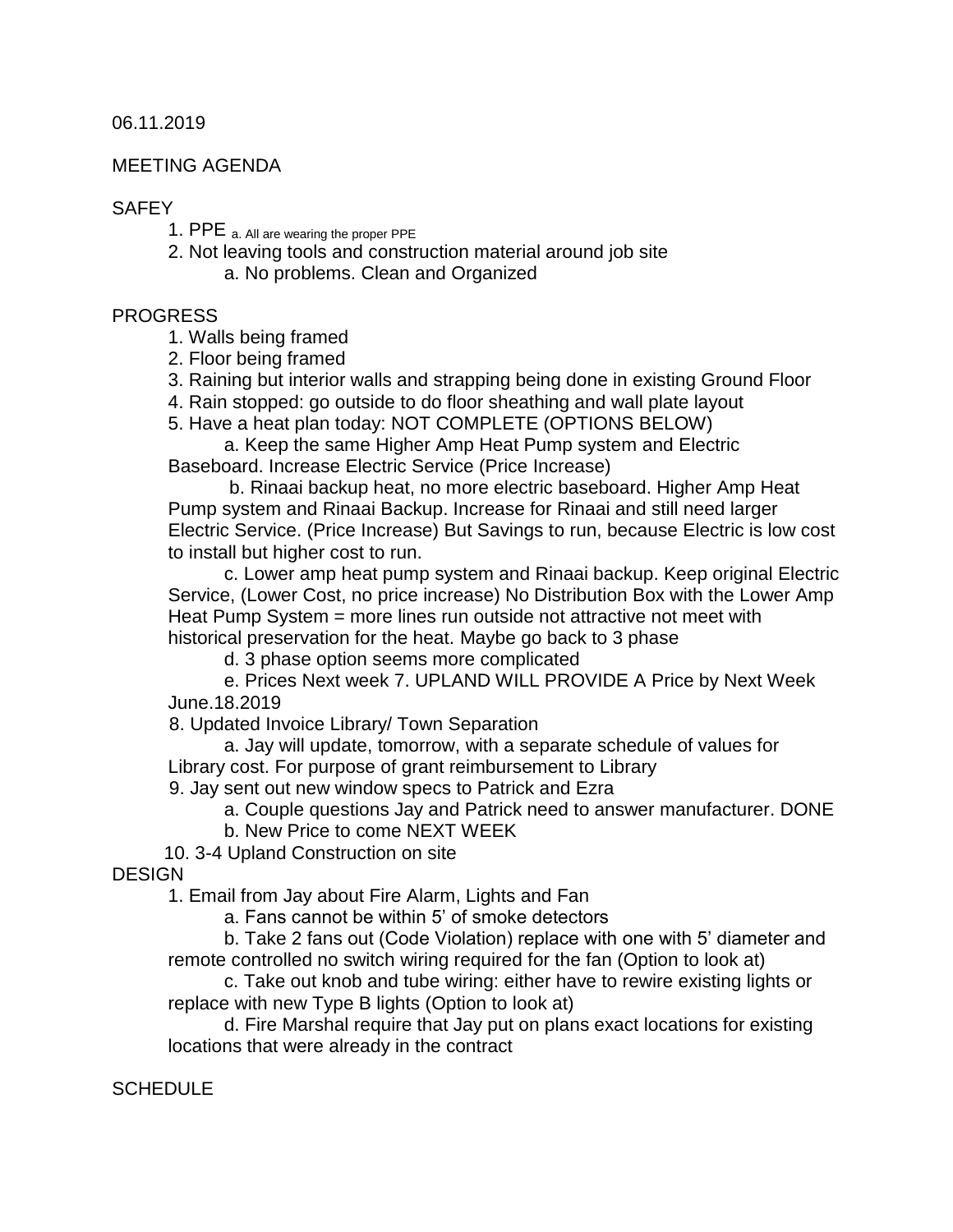06.11.2019

MEETING AGENDA

SAFEY

1. PPE a. All are wearing the proper PPE
2. Not leaving tools and construction material around job site
    a. No problems. Clean and Organized

PROGRESS

1. Walls being framed
2. Floor being framed
3. Raining but interior walls and strapping being done in existing Ground Floor
4. Rain stopped: go outside to do floor sheathing and wall plate layout
5. Have a heat plan today: NOT COMPLETE (OPTIONS BELOW)
    a. Keep the same Higher Amp Heat Pump system and Electric Baseboard. Increase Electric Service (Price Increase)
    b. Rinaai backup heat, no more electric baseboard. Higher Amp Heat Pump system and Rinaai Backup. Increase for Rinaai and still need larger Electric Service. (Price Increase) But Savings to run, because Electric is low cost to install but higher cost to run.
    c. Lower amp heat pump system and Rinaai backup. Keep original Electric Service, (Lower Cost, no price increase) No Distribution Box with the Lower Amp Heat Pump System = more lines run outside not attractive not meet with historical preservation for the heat. Maybe go back to 3 phase
    d. 3 phase option seems more complicated
    e. Prices Next week 7. UPLAND WILL PROVIDE A Price by Next Week June.18.2019

8. Updated Invoice Library/ Town Separation
    a. Jay will update, tomorrow, with a separate schedule of values for Library cost. For purpose of grant reimbursement to Library
9. Jay sent out new window specs to Patrick and Ezra
    a. Couple questions Jay and Patrick need to answer manufacturer. DONE
    b. New Price to come NEXT WEEK
10. 3-4 Upland Construction on site

DESIGN

1. Email from Jay about Fire Alarm, Lights and Fan
    a. Fans cannot be within 5' of smoke detectors
    b. Take 2 fans out (Code Violation) replace with one with 5' diameter and remote controlled no switch wiring required for the fan (Option to look at)
    c. Take out knob and tube wiring: either have to rewire existing lights or replace with new Type B lights (Option to look at)
    d. Fire Marshal require that Jay put on plans exact locations for existing locations that were already in the contract

SCHEDULE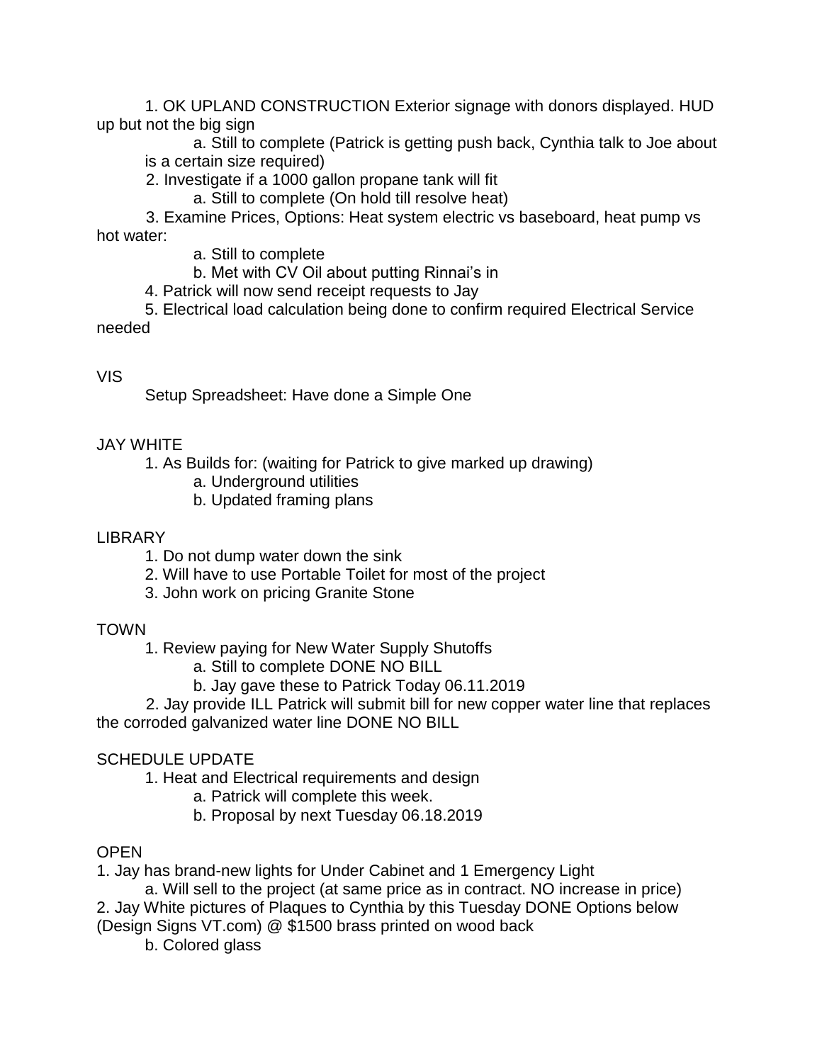1. OK UPLAND CONSTRUCTION Exterior signage with donors displayed. HUD up but not the big sign
    a. Still to complete (Patrick is getting push back, Cynthia talk to Joe about is a certain size required)
2. Investigate if a 1000 gallon propane tank will fit
    a. Still to complete (On hold till resolve heat)
3. Examine Prices, Options: Heat system electric vs baseboard, heat pump vs hot water:
    a. Still to complete
    b. Met with CV Oil about putting Rinnai's in
4. Patrick will now send receipt requests to Jay
5. Electrical load calculation being done to confirm required Electrical Service needed

VIS

Setup Spreadsheet: Have done a Simple One

JAY WHITE

1. As Builds for: (waiting for Patrick to give marked up drawing)
    a. Underground utilities
    b. Updated framing plans

LIBRARY

1. Do not dump water down the sink
2. Will have to use Portable Toilet for most of the project
3. John work on pricing Granite Stone

TOWN

1. Review paying for New Water Supply Shutoffs
    a. Still to complete DONE NO BILL
    b. Jay gave these to Patrick Today 06.11.2019
2. Jay provide ILL Patrick will submit bill for new copper water line that replaces the corroded galvanized water line DONE NO BILL

SCHEDULE UPDATE

1. Heat and Electrical requirements and design
    a. Patrick will complete this week.
    b. Proposal by next Tuesday 06.18.2019

OPEN

1. Jay has brand-new lights for Under Cabinet and 1 Emergency Light
    a. Will sell to the project (at same price as in contract. NO increase in price)
2. Jay White pictures of Plaques to Cynthia by this Tuesday DONE Options below (Design Signs VT.com) @ $1500 brass printed on wood back
    b. Colored glass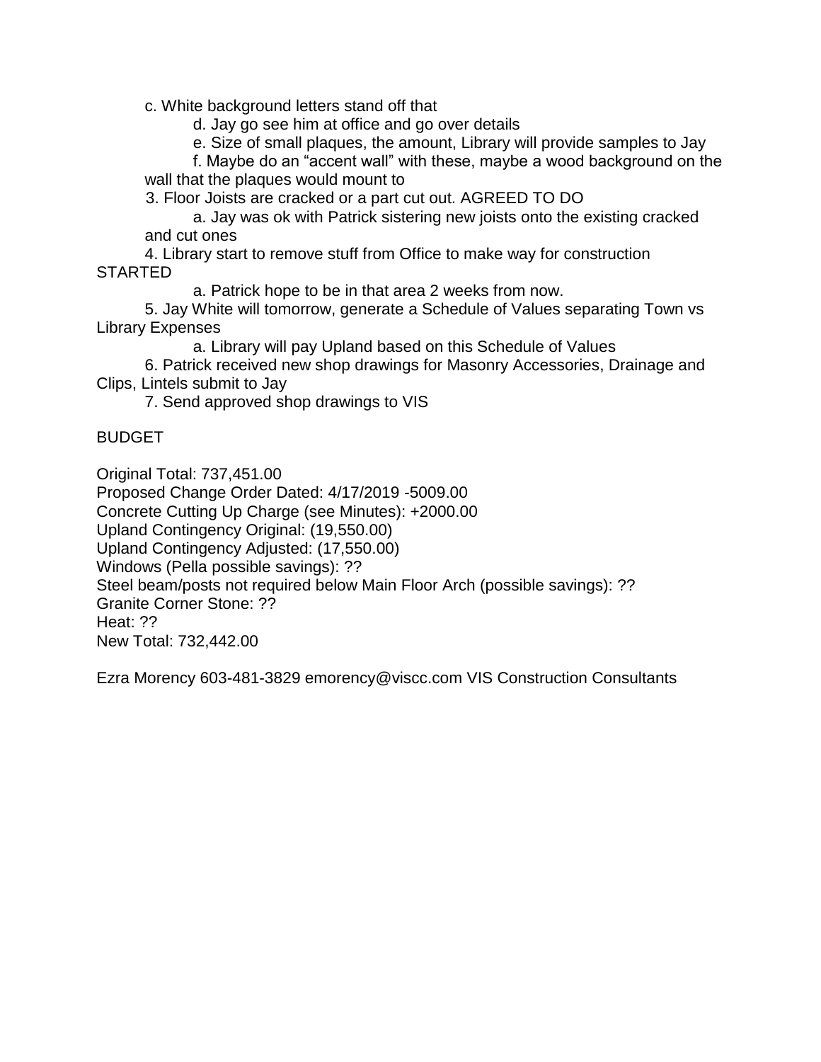c. White background letters stand off that

d. Jay go see him at office and go over details

e. Size of small plaques, the amount, Library will provide samples to Jay

f. Maybe do an “accent wall” with these, maybe a wood background on the wall that the plaques would mount to

3. Floor Joists are cracked or a part cut out. AGREED TO DO

   a. Jay was ok with Patrick sistering new joists onto the existing cracked and cut ones

4. Library start to remove stuff from Office to make way for construction STARTED

   a. Patrick hope to be in that area 2 weeks from now.

5. Jay White will tomorrow, generate a Schedule of Values separating Town vs Library Expenses

   a. Library will pay Upland based on this Schedule of Values

6. Patrick received new shop drawings for Masonry Accessories, Drainage and Clips, Lintels submit to Jay

7. Send approved shop drawings to VIS

BUDGET

Original Total: 737,451.00
Proposed Change Order Dated: 4/17/2019 -5009.00
Concrete Cutting Up Charge (see Minutes): +2000.00
Upland Contingency Original: (19,550.00)
Upland Contingency Adjusted: (17,550.00)
Windows (Pella possible savings): ??
Steel beam/posts not required below Main Floor Arch (possible savings): ??
Granite Corner Stone: ??
Heat: ??
New Total: 732,442.00

Ezra Morency 603-481-3829 emorency@viscc.com VIS Construction Consultants